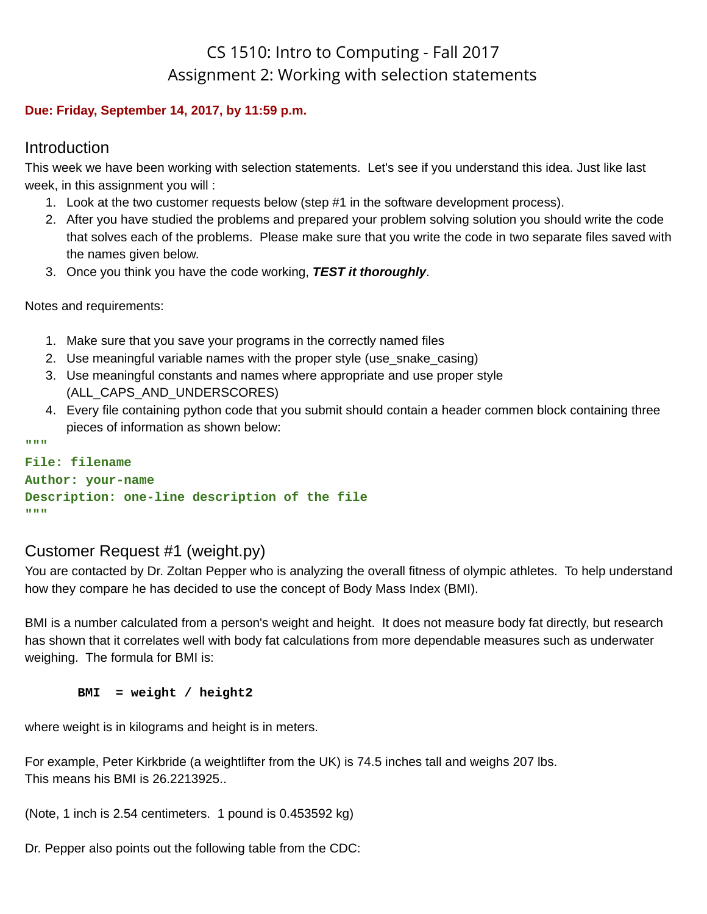# CS 1510: Intro to Computing - Fall 2017
## Assignment 2: Working with selection statements

**Due: Friday, September 14, 2017, by 11:59 p.m.**

## Introduction

This week we have been working with selection statements. Let's see if you understand this idea. Just like last week, in this assignment you will :

1. Look at the two customer requests below (step #1 in the software development process).
2. After you have studied the problems and prepared your problem solving solution you should write the code that solves each of the problems. Please make sure that you write the code in two separate files saved with the names given below.
3. Once you think you have the code working, ***TEST it thoroughly***.

Notes and requirements:

1. Make sure that you save your programs in the correctly named files
2. Use meaningful variable names with the proper style (use_snake_casing)
3. Use meaningful constants and names where appropriate and use proper style (ALL_CAPS_AND_UNDERSCORES)
4. Every file containing python code that you submit should contain a header commen block containing three pieces of information as shown below:

```
"""
File: filename
Author: your-name
Description: one-line description of the file
"""
```

## Customer Request #1 (weight.py)

You are contacted by Dr. Zoltan Pepper who is analyzing the overall fitness of olympic athletes. To help understand how they compare he has decided to use the concept of Body Mass Index (BMI).

BMI is a number calculated from a person's weight and height. It does not measure body fat directly, but research has shown that it correlates well with body fat calculations from more dependable measures such as underwater weighing. The formula for BMI is:

```
BMI  = weight / height2
```

where weight is in kilograms and height is in meters.

For example, Peter Kirkbride (a weightlifter from the UK) is 74.5 inches tall and weighs 207 lbs.
This means his BMI is 26.2213925..

(Note, 1 inch is 2.54 centimeters. 1 pound is 0.453592 kg)

Dr. Pepper also points out the following table from the CDC: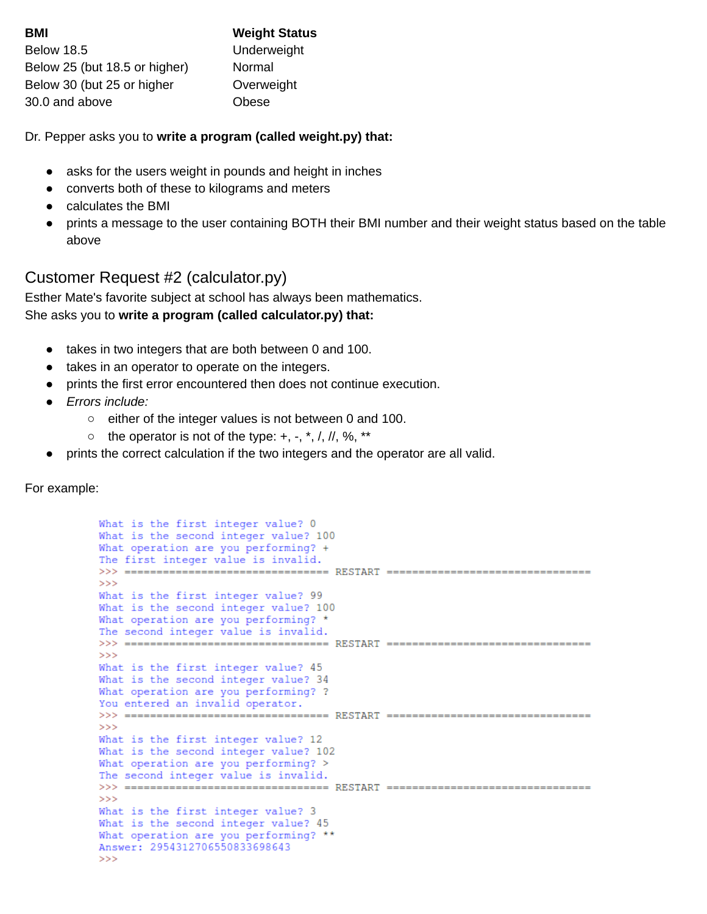| BMI | Weight Status |
|---|---|
| Below 18.5 | Underweight |
| Below 25 (but 18.5 or higher) | Normal |
| Below 30 (but 25 or higher | Overweight |
| 30.0 and above | Obese |

Dr. Pepper asks you to **write a program (called weight.py) that:**

- asks for the users weight in pounds and height in inches
- converts both of these to kilograms and meters
- calculates the BMI
- prints a message to the user containing BOTH their BMI number and their weight status based on the table above

## Customer Request #2 (calculator.py)

Esther Mate's favorite subject at school has always been mathematics.
She asks you to **write a program (called calculator.py) that:**

- takes in two integers that are both between 0 and 100.
- takes in an operator to operate on the integers.
- prints the first error encountered then does not continue execution.
- *Errors include:*
  - either of the integer values is not between 0 and 100.
  - the operator is not of the type: +, -, *, /, //, %, **
- prints the correct calculation if the two integers and the operator are all valid.

For example:

```
What is the first integer value? 0
What is the second integer value? 100
What operation are you performing? +
The first integer value is invalid.
>>> ================================ RESTART ================================
>>>
What is the first integer value? 99
What is the second integer value? 100
What operation are you performing? *
The second integer value is invalid.
>>> ================================ RESTART ================================
>>>
What is the first integer value? 45
What is the second integer value? 34
What operation are you performing? ?
You entered an invalid operator.
>>> ================================ RESTART ================================
>>>
What is the first integer value? 12
What is the second integer value? 102
What operation are you performing? >
The second integer value is invalid.
>>> ================================ RESTART ================================
>>>
What is the first integer value? 3
What is the second integer value? 45
What operation are you performing? **
Answer: 2954312706550833698643
>>>
```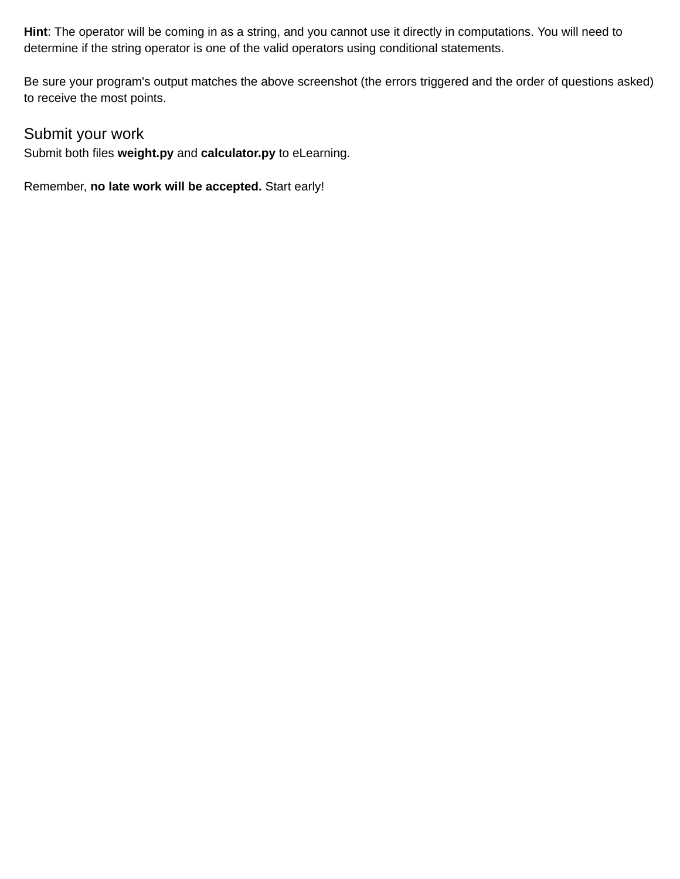**Hint**: The operator will be coming in as a string, and you cannot use it directly in computations. You will need to determine if the string operator is one of the valid operators using conditional statements.

Be sure your program's output matches the above screenshot (the errors triggered and the order of questions asked) to receive the most points.

## Submit your work

Submit both files **weight.py** and **calculator.py** to eLearning.

Remember, **no late work will be accepted.** Start early!